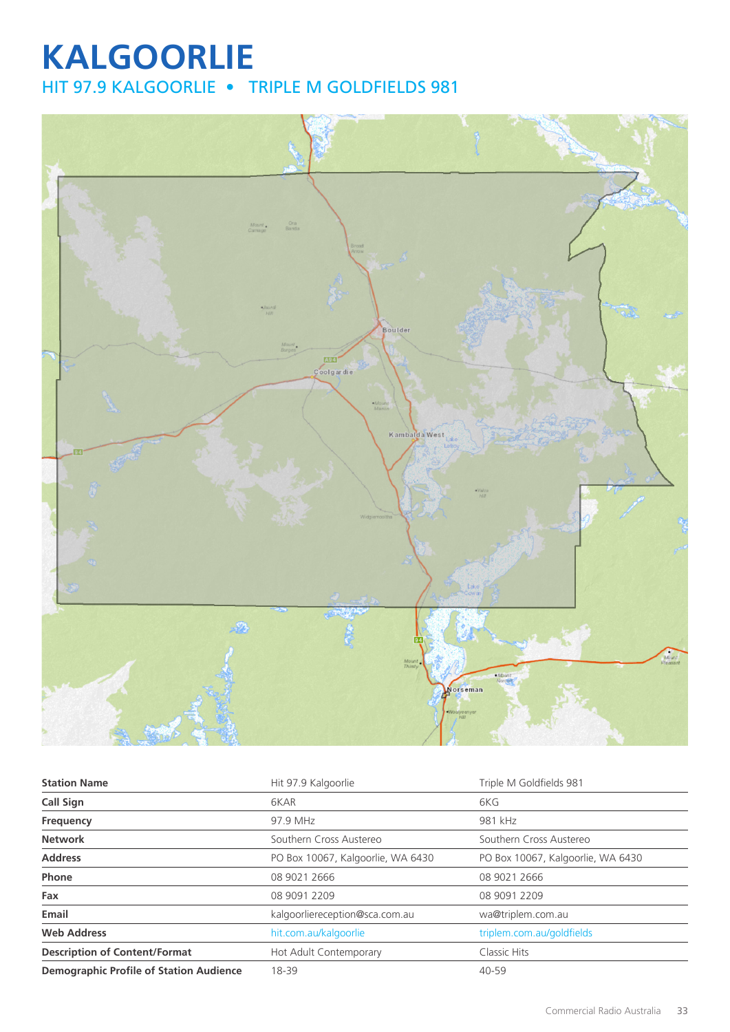# KALGOORLIE

## HIT 97.9 KALGOORLIE • TRIPLE M GOLDFIELDS 981

| Station Name | Hit 97.9 Kalgoorlie | Triple M Goldfields 981 |
|---|---|---|
| Call Sign | 6KAR | 6KG |
| Frequency | 97.9 MHz | 981 kHz |
| Network | Southern Cross Austereo | Southern Cross Austereo |
| Address | PO Box 10067, Kalgoorlie, WA 6430 | PO Box 10067, Kalgoorlie, WA 6430 |
| Phone | 08 9021 2666 | 08 9021 2666 |
| Fax | 08 9091 2209 | 08 9091 2209 |
| Email | kalgoorliereception@sca.com.au | wa@triplem.com.au |
| Web Address | hit.com.au/kalgoorlie | triplem.com.au/goldfields |
| Description of Content/Format | Hot Adult Contemporary | Classic Hits |
| Demographic Profile of Station Audience | 18-39 | 40-59 |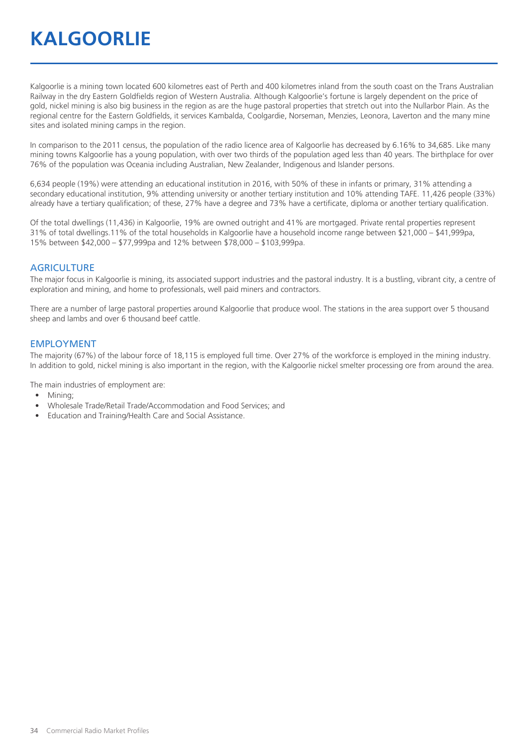# KALGOORLIE

Kalgoorlie is a mining town located 600 kilometres east of Perth and 400 kilometres inland from the south coast on the Trans Australian Railway in the dry Eastern Goldfields region of Western Australia. Although Kalgoorlie's fortune is largely dependent on the price of gold, nickel mining is also big business in the region as are the huge pastoral properties that stretch out into the Nullarbor Plain. As the regional centre for the Eastern Goldfields, it services Kambalda, Coolgardie, Norseman, Menzies, Leonora, Laverton and the many mine sites and isolated mining camps in the region.

In comparison to the 2011 census, the population of the radio licence area of Kalgoorlie has decreased by 6.16% to 34,685. Like many mining towns Kalgoorlie has a young population, with over two thirds of the population aged less than 40 years. The birthplace for over 76% of the population was Oceania including Australian, New Zealander, Indigenous and Islander persons.

6,634 people (19%) were attending an educational institution in 2016, with 50% of these in infants or primary, 31% attending a secondary educational institution, 9% attending university or another tertiary institution and 10% attending TAFE. 11,426 people (33%) already have a tertiary qualification; of these, 27% have a degree and 73% have a certificate, diploma or another tertiary qualification.

Of the total dwellings (11,436) in Kalgoorlie, 19% are owned outright and 41% are mortgaged. Private rental properties represent 31% of total dwellings.11% of the total households in Kalgoorlie have a household income range between $21,000 – $41,999pa, 15% between $42,000 – $77,999pa and 12% between $78,000 – $103,999pa.

## AGRICULTURE

The major focus in Kalgoorlie is mining, its associated support industries and the pastoral industry. It is a bustling, vibrant city, a centre of exploration and mining, and home to professionals, well paid miners and contractors.

There are a number of large pastoral properties around Kalgoorlie that produce wool. The stations in the area support over 5 thousand sheep and lambs and over 6 thousand beef cattle.

## EMPLOYMENT

The majority (67%) of the labour force of 18,115 is employed full time. Over 27% of the workforce is employed in the mining industry. In addition to gold, nickel mining is also important in the region, with the Kalgoorlie nickel smelter processing ore from around the area.

The main industries of employment are:

- Mining;
- Wholesale Trade/Retail Trade/Accommodation and Food Services; and
- Education and Training/Health Care and Social Assistance.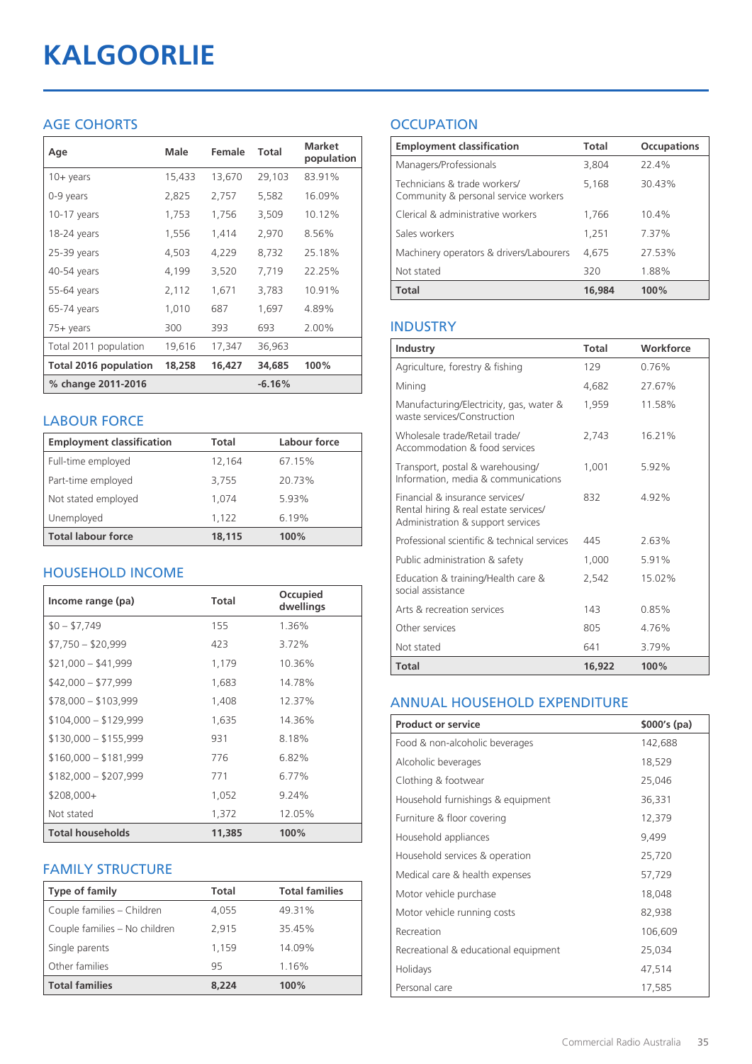# KALGOORLIE

## AGE COHORTS

| Age | Male | Female | Total | Market population |
|---|---|---|---|---|
| 10+ years | 15,433 | 13,670 | 29,103 | 83.91% |
| 0-9 years | 2,825 | 2,757 | 5,582 | 16.09% |
| 10-17 years | 1,753 | 1,756 | 3,509 | 10.12% |
| 18-24 years | 1,556 | 1,414 | 2,970 | 8.56% |
| 25-39 years | 4,503 | 4,229 | 8,732 | 25.18% |
| 40-54 years | 4,199 | 3,520 | 7,719 | 22.25% |
| 55-64 years | 2,112 | 1,671 | 3,783 | 10.91% |
| 65-74 years | 1,010 | 687 | 1,697 | 4.89% |
| 75+ years | 300 | 393 | 693 | 2.00% |
| Total 2011 population | 19,616 | 17,347 | 36,963 | |
| **Total 2016 population** | **18,258** | **16,427** | **34,685** | **100%** |
| **% change 2011-2016** | | | **-6.16%** | |

## LABOUR FORCE

| Employment classification | Total | Labour force |
|---|---|---|
| Full-time employed | 12,164 | 67.15% |
| Part-time employed | 3,755 | 20.73% |
| Not stated employed | 1,074 | 5.93% |
| Unemployed | 1,122 | 6.19% |
| **Total labour force** | **18,115** | **100%** |

## HOUSEHOLD INCOME

| Income range (pa) | Total | Occupied dwellings |
|---|---|---|
| $0 – $7,749 | 155 | 1.36% |
| $7,750 – $20,999 | 423 | 3.72% |
| $21,000 – $41,999 | 1,179 | 10.36% |
| $42,000 – $77,999 | 1,683 | 14.78% |
| $78,000 – $103,999 | 1,408 | 12.37% |
| $104,000 – $129,999 | 1,635 | 14.36% |
| $130,000 – $155,999 | 931 | 8.18% |
| $160,000 – $181,999 | 776 | 6.82% |
| $182,000 – $207,999 | 771 | 6.77% |
| $208,000+ | 1,052 | 9.24% |
| Not stated | 1,372 | 12.05% |
| **Total households** | **11,385** | **100%** |

## FAMILY STRUCTURE

| Type of family | Total | Total families |
|---|---|---|
| Couple families – Children | 4,055 | 49.31% |
| Couple families – No children | 2,915 | 35.45% |
| Single parents | 1,159 | 14.09% |
| Other families | 95 | 1.16% |
| **Total families** | **8,224** | **100%** |

## OCCUPATION

| Employment classification | Total | Occupations |
|---|---|---|
| Managers/Professionals | 3,804 | 22.4% |
| Technicians & trade workers/ Community & personal service workers | 5,168 | 30.43% |
| Clerical & administrative workers | 1,766 | 10.4% |
| Sales workers | 1,251 | 7.37% |
| Machinery operators & drivers/Labourers | 4,675 | 27.53% |
| Not stated | 320 | 1.88% |
| **Total** | **16,984** | **100%** |

## INDUSTRY

| Industry | Total | Workforce |
|---|---|---|
| Agriculture, forestry & fishing | 129 | 0.76% |
| Mining | 4,682 | 27.67% |
| Manufacturing/Electricity, gas, water & waste services/Construction | 1,959 | 11.58% |
| Wholesale trade/Retail trade/ Accommodation & food services | 2,743 | 16.21% |
| Transport, postal & warehousing/ Information, media & communications | 1,001 | 5.92% |
| Financial & insurance services/ Rental hiring & real estate services/ Administration & support services | 832 | 4.92% |
| Professional scientific & technical services | 445 | 2.63% |
| Public administration & safety | 1,000 | 5.91% |
| Education & training/Health care & social assistance | 2,542 | 15.02% |
| Arts & recreation services | 143 | 0.85% |
| Other services | 805 | 4.76% |
| Not stated | 641 | 3.79% |
| **Total** | **16,922** | **100%** |

## ANNUAL HOUSEHOLD EXPENDITURE

| Product or service | $000's (pa) |
|---|---|
| Food & non-alcoholic beverages | 142,688 |
| Alcoholic beverages | 18,529 |
| Clothing & footwear | 25,046 |
| Household furnishings & equipment | 36,331 |
| Furniture & floor covering | 12,379 |
| Household appliances | 9,499 |
| Household services & operation | 25,720 |
| Medical care & health expenses | 57,729 |
| Motor vehicle purchase | 18,048 |
| Motor vehicle running costs | 82,938 |
| Recreation | 106,609 |
| Recreational & educational equipment | 25,034 |
| Holidays | 47,514 |
| Personal care | 17,585 |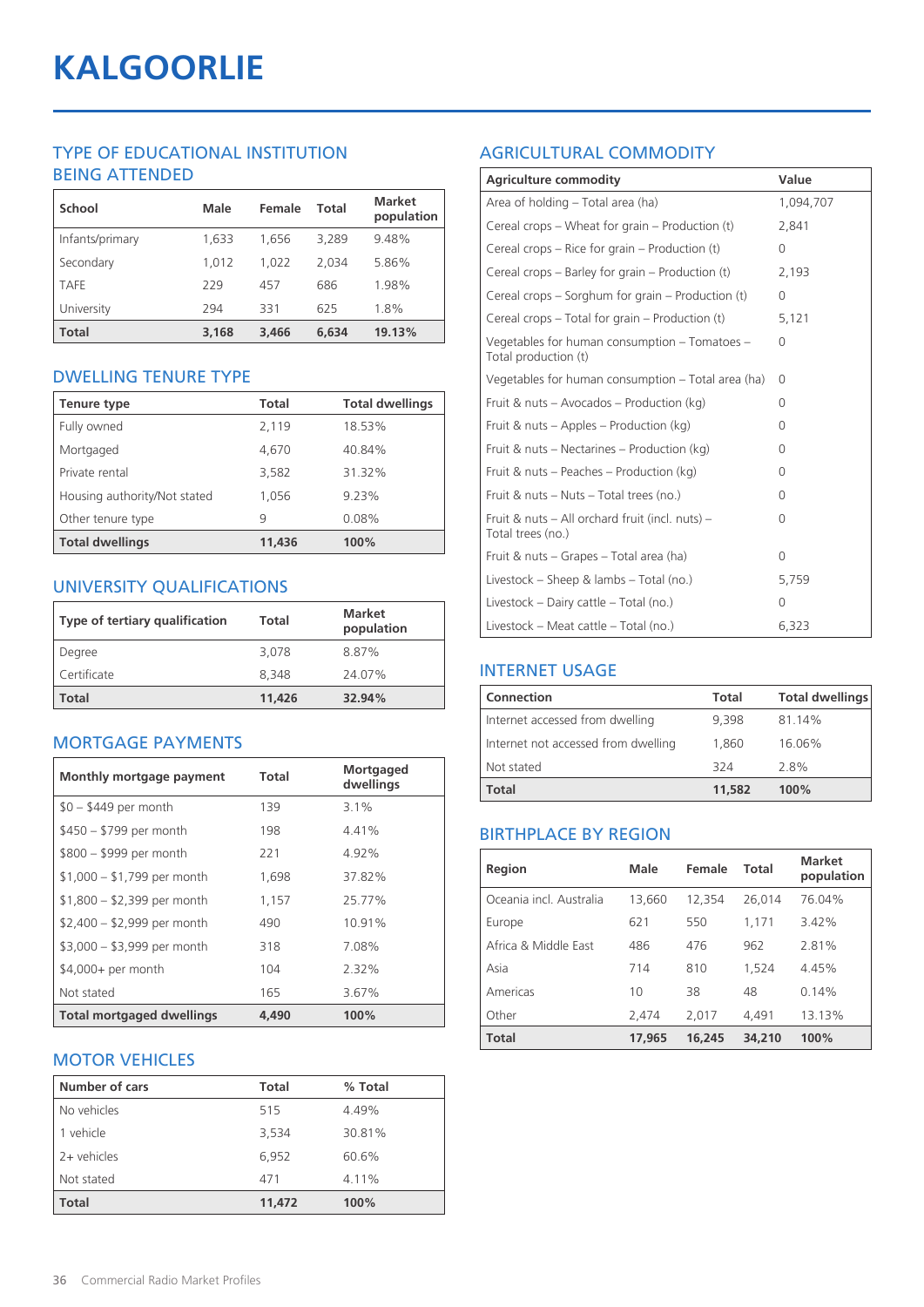# KALGOORLIE

## TYPE OF EDUCATIONAL INSTITUTION BEING ATTENDED

| School | Male | Female | Total | Market population |
|---|---|---|---|---|
| Infants/primary | 1,633 | 1,656 | 3,289 | 9.48% |
| Secondary | 1,012 | 1,022 | 2,034 | 5.86% |
| TAFE | 229 | 457 | 686 | 1.98% |
| University | 294 | 331 | 625 | 1.8% |
| **Total** | **3,168** | **3,466** | **6,634** | **19.13%** |

## DWELLING TENURE TYPE

| Tenure type | Total | Total dwellings |
|---|---|---|
| Fully owned | 2,119 | 18.53% |
| Mortgaged | 4,670 | 40.84% |
| Private rental | 3,582 | 31.32% |
| Housing authority/Not stated | 1,056 | 9.23% |
| Other tenure type | 9 | 0.08% |
| **Total dwellings** | **11,436** | **100%** |

## UNIVERSITY QUALIFICATIONS

| Type of tertiary qualification | Total | Market population |
|---|---|---|
| Degree | 3,078 | 8.87% |
| Certificate | 8,348 | 24.07% |
| **Total** | **11,426** | **32.94%** |

## MORTGAGE PAYMENTS

| Monthly mortgage payment | Total | Mortgaged dwellings |
|---|---|---|
| $0 – $449 per month | 139 | 3.1% |
| $450 – $799 per month | 198 | 4.41% |
| $800 – $999 per month | 221 | 4.92% |
| $1,000 – $1,799 per month | 1,698 | 37.82% |
| $1,800 – $2,399 per month | 1,157 | 25.77% |
| $2,400 – $2,999 per month | 490 | 10.91% |
| $3,000 – $3,999 per month | 318 | 7.08% |
| $4,000+ per month | 104 | 2.32% |
| Not stated | 165 | 3.67% |
| **Total mortgaged dwellings** | **4,490** | **100%** |

## MOTOR VEHICLES

| Number of cars | Total | % Total |
|---|---|---|
| No vehicles | 515 | 4.49% |
| 1 vehicle | 3,534 | 30.81% |
| 2+ vehicles | 6,952 | 60.6% |
| Not stated | 471 | 4.11% |
| **Total** | **11,472** | **100%** |

## AGRICULTURAL COMMODITY

| Agriculture commodity | Value |
|---|---|
| Area of holding – Total area (ha) | 1,094,707 |
| Cereal crops – Wheat for grain – Production (t) | 2,841 |
| Cereal crops – Rice for grain – Production (t) | 0 |
| Cereal crops – Barley for grain – Production (t) | 2,193 |
| Cereal crops – Sorghum for grain – Production (t) | 0 |
| Cereal crops – Total for grain – Production (t) | 5,121 |
| Vegetables for human consumption – Tomatoes – Total production (t) | 0 |
| Vegetables for human consumption – Total area (ha) | 0 |
| Fruit & nuts – Avocados – Production (kg) | 0 |
| Fruit & nuts – Apples – Production (kg) | 0 |
| Fruit & nuts – Nectarines – Production (kg) | 0 |
| Fruit & nuts – Peaches – Production (kg) | 0 |
| Fruit & nuts – Nuts – Total trees (no.) | 0 |
| Fruit & nuts – All orchard fruit (incl. nuts) – Total trees (no.) | 0 |
| Fruit & nuts – Grapes – Total area (ha) | 0 |
| Livestock – Sheep & lambs – Total (no.) | 5,759 |
| Livestock – Dairy cattle – Total (no.) | 0 |
| Livestock – Meat cattle – Total (no.) | 6,323 |

## INTERNET USAGE

| Connection | Total | Total dwellings |
|---|---|---|
| Internet accessed from dwelling | 9,398 | 81.14% |
| Internet not accessed from dwelling | 1,860 | 16.06% |
| Not stated | 324 | 2.8% |
| **Total** | **11,582** | **100%** |

## BIRTHPLACE BY REGION

| Region | Male | Female | Total | Market population |
|---|---|---|---|---|
| Oceania incl. Australia | 13,660 | 12,354 | 26,014 | 76.04% |
| Europe | 621 | 550 | 1,171 | 3.42% |
| Africa & Middle East | 486 | 476 | 962 | 2.81% |
| Asia | 714 | 810 | 1,524 | 4.45% |
| Americas | 10 | 38 | 48 | 0.14% |
| Other | 2,474 | 2,017 | 4,491 | 13.13% |
| **Total** | **17,965** | **16,245** | **34,210** | **100%** |